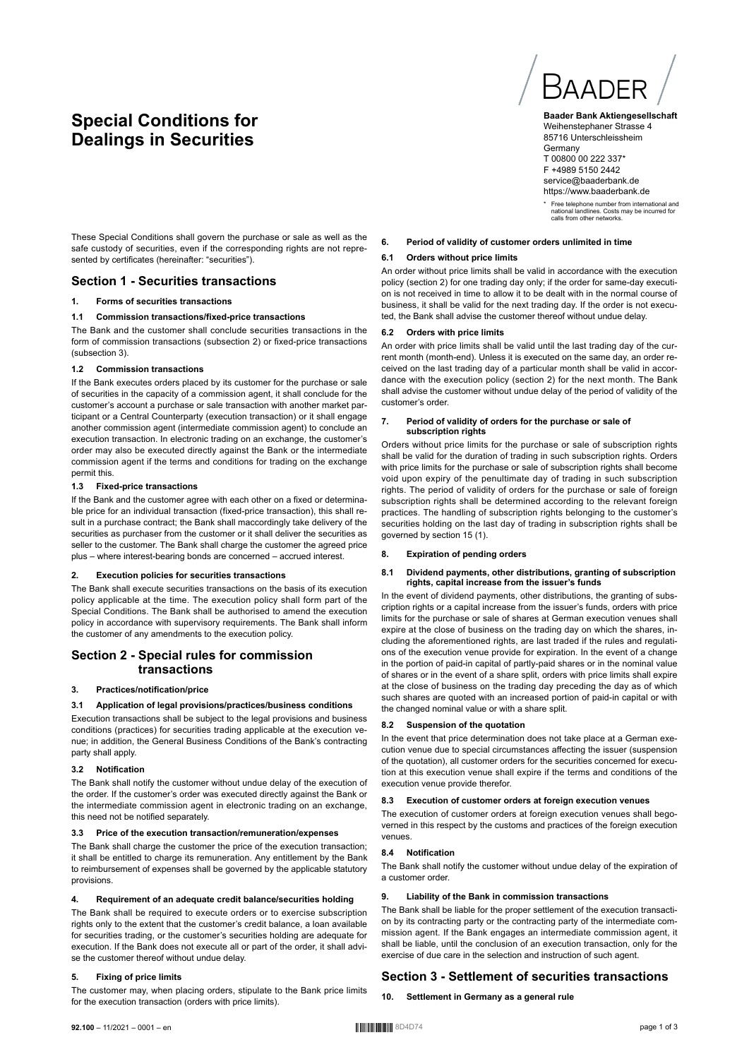# Special Conditions for Dealings in Securities

**Baader Bank Aktiengesellschaft**
Weihenstephaner Strasse 4
85716 Unterschleissheim
Germany
T 00800 00 222 337*
F +4989 5150 2442
service@baaderbank.de
https://www.baaderbank.de

\* Free telephone number from international and national landlines. Costs may be incurred for calls from other networks.

These Special Conditions shall govern the purchase or sale as well as the safe custody of securities, even if the corresponding rights are not represented by certificates (hereinafter: "securities").

## Section 1 - Securities transactions

### 1. Forms of securities transactions

#### 1.1 Commission transactions/fixed-price transactions

The Bank and the customer shall conclude securities transactions in the form of commission transactions (subsection 2) or fixed-price transactions (subsection 3).

#### 1.2 Commission transactions

If the Bank executes orders placed by its customer for the purchase or sale of securities in the capacity of a commission agent, it shall conclude for the customer's account a purchase or sale transaction with another market participant or a Central Counterparty (execution transaction) or it shall engage another commission agent (intermediate commission agent) to conclude an execution transaction. In electronic trading on an exchange, the customer's order may also be executed directly against the Bank or the intermediate commission agent if the terms and conditions for trading on the exchange permit this.

#### 1.3 Fixed-price transactions

If the Bank and the customer agree with each other on a fixed or determinable price for an individual transaction (fixed-price transaction), this shall result in a purchase contract; the Bank shall maccordingly take delivery of the securities as purchaser from the customer or it shall deliver the securities as seller to the customer. The Bank shall charge the customer the agreed price plus – where interest-bearing bonds are concerned – accrued interest.

### 2. Execution policies for securities transactions

The Bank shall execute securities transactions on the basis of its execution policy applicable at the time. The execution policy shall form part of the Special Conditions. The Bank shall be authorised to amend the execution policy in accordance with supervisory requirements. The Bank shall inform the customer of any amendments to the execution policy.

## Section 2 - Special rules for commission transactions

### 3. Practices/notification/price

#### 3.1 Application of legal provisions/practices/business conditions

Execution transactions shall be subject to the legal provisions and business conditions (practices) for securities trading applicable at the execution venue; in addition, the General Business Conditions of the Bank's contracting party shall apply.

#### 3.2 Notification

The Bank shall notify the customer without undue delay of the execution of the order. If the customer's order was executed directly against the Bank or the intermediate commission agent in electronic trading on an exchange, this need not be notified separately.

#### 3.3 Price of the execution transaction/remuneration/expenses

The Bank shall charge the customer the price of the execution transaction; it shall be entitled to charge its remuneration. Any entitlement by the Bank to reimbursement of expenses shall be governed by the applicable statutory provisions.

### 4. Requirement of an adequate credit balance/securities holding

The Bank shall be required to execute orders or to exercise subscription rights only to the extent that the customer's credit balance, a loan available for securities trading, or the customer's securities holding are adequate for execution. If the Bank does not execute all or part of the order, it shall advise the customer thereof without undue delay.

### 5. Fixing of price limits

The customer may, when placing orders, stipulate to the Bank price limits for the execution transaction (orders with price limits).

### 6. Period of validity of customer orders unlimited in time

#### 6.1 Orders without price limits

An order without price limits shall be valid in accordance with the execution policy (section 2) for one trading day only; if the order for same-day execution is not received in time to allow it to be dealt with in the normal course of business, it shall be valid for the next trading day. If the order is not executed, the Bank shall advise the customer thereof without undue delay.

#### 6.2 Orders with price limits

An order with price limits shall be valid until the last trading day of the current month (month-end). Unless it is executed on the same day, an order received on the last trading day of a particular month shall be valid in accordance with the execution policy (section 2) for the next month. The Bank shall advise the customer without undue delay of the period of validity of the customer's order.

### 7. Period of validity of orders for the purchase or sale of subscription rights

Orders without price limits for the purchase or sale of subscription rights shall be valid for the duration of trading in such subscription rights. Orders with price limits for the purchase or sale of subscription rights shall become void upon expiry of the penultimate day of trading in such subscription rights. The period of validity of orders for the purchase or sale of foreign subscription rights shall be determined according to the relevant foreign practices. The handling of subscription rights belonging to the customer's securities holding on the last day of trading in subscription rights shall be governed by section 15 (1).

### 8. Expiration of pending orders

#### 8.1 Dividend payments, other distributions, granting of subscription rights, capital increase from the issuer's funds

In the event of dividend payments, other distributions, the granting of subscription rights or a capital increase from the issuer's funds, orders with price limits for the purchase or sale of shares at German execution venues shall expire at the close of business on the trading day on which the shares, including the aforementioned rights, are last traded if the rules and regulations of the execution venue provide for expiration. In the event of a change in the portion of paid-in capital of partly-paid shares or in the nominal value of shares or in the event of a share split, orders with price limits shall expire at the close of business on the trading day preceding the day as of which such shares are quoted with an increased portion of paid-in capital or with the changed nominal value or with a share split.

#### 8.2 Suspension of the quotation

In the event that price determination does not take place at a German execution venue due to special circumstances affecting the issuer (suspension of the quotation), all customer orders for the securities concerned for execution at this execution venue shall expire if the terms and conditions of the execution venue provide therefor.

#### 8.3 Execution of customer orders at foreign execution venues

The execution of customer orders at foreign execution venues shall begoverned in this respect by the customs and practices of the foreign execution venues.

#### 8.4 Notification

The Bank shall notify the customer without undue delay of the expiration of a customer order.

### 9. Liability of the Bank in commission transactions

The Bank shall be liable for the proper settlement of the execution transaction by its contracting party or the contracting party of the intermediate commission agent. If the Bank engages an intermediate commission agent, it shall be liable, until the conclusion of an execution transaction, only for the exercise of due care in the selection and instruction of such agent.

## Section 3 - Settlement of securities transactions

### 10. Settlement in Germany as a general rule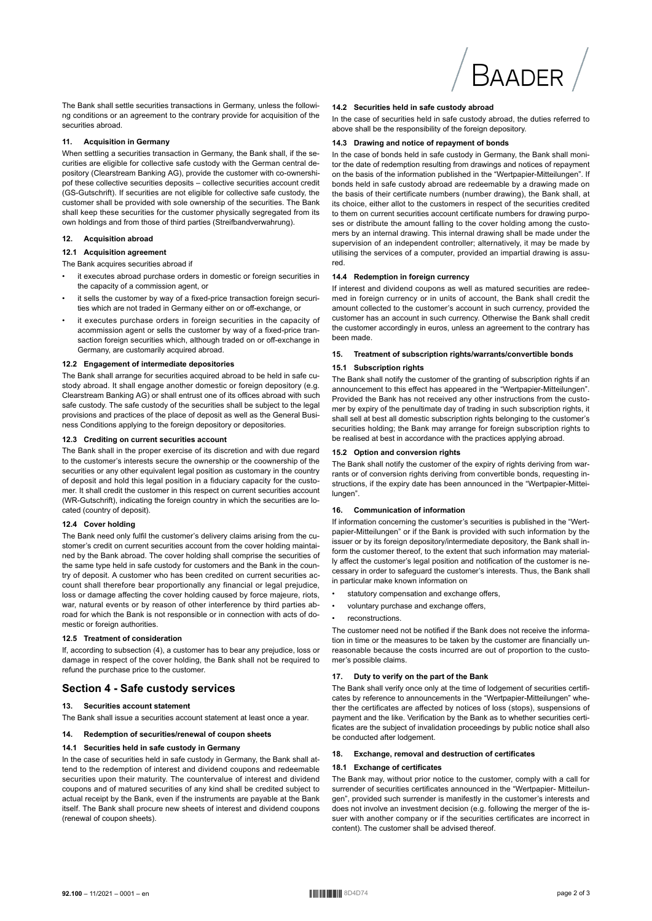The Bank shall settle securities transactions in Germany, unless the following conditions or an agreement to the contrary provide for acquisition of the securities abroad.

#### 11. Acquisition in Germany

When settling a securities transaction in Germany, the Bank shall, if the securities are eligible for collective safe custody with the German central depository (Clearstream Banking AG), provide the customer with co-ownership of these collective securities deposits – collective securities account credit (GS-Gutschrift). If securities are not eligible for collective safe custody, the customer shall be provided with sole ownership of the securities. The Bank shall keep these securities for the customer physically segregated from its own holdings and from those of third parties (Streifbandverwahrung).

#### 12. Acquisition abroad

##### 12.1 Acquisition agreement

The Bank acquires securities abroad if

- it executes abroad purchase orders in domestic or foreign securities in the capacity of a commission agent, or
- it sells the customer by way of a fixed-price transaction foreign securities which are not traded in Germany either on or off-exchange, or
- it executes purchase orders in foreign securities in the capacity of acommission agent or sells the customer by way of a fixed-price transaction foreign securities which, although traded on or off-exchange in Germany, are customarily acquired abroad.

##### 12.2 Engagement of intermediate depositories

The Bank shall arrange for securities acquired abroad to be held in safe custody abroad. It shall engage another domestic or foreign depository (e.g. Clearstream Banking AG) or shall entrust one of its offices abroad with such safe custody. The safe custody of the securities shall be subject to the legal provisions and practices of the place of deposit as well as the General Business Conditions applying to the foreign depository or depositories.

##### 12.3 Crediting on current securities account

The Bank shall in the proper exercise of its discretion and with due regard to the customer's interests secure the ownership or the coownership of the securities or any other equivalent legal position as customary in the country of deposit and hold this legal position in a fiduciary capacity for the customer. It shall credit the customer in this respect on current securities account (WR-Gutschrift), indicating the foreign country in which the securities are located (country of deposit).

##### 12.4 Cover holding

The Bank need only fulfil the customer's delivery claims arising from the customer's credit on current securities account from the cover holding maintained by the Bank abroad. The cover holding shall comprise the securities of the same type held in safe custody for customers and the Bank in the country of deposit. A customer who has been credited on current securities account shall therefore bear proportionally any financial or legal prejudice, loss or damage affecting the cover holding caused by force majeure, riots, war, natural events or by reason of other interference by third parties abroad for which the Bank is not responsible or in connection with acts of domestic or foreign authorities.

##### 12.5 Treatment of consideration

If, according to subsection (4), a customer has to bear any prejudice, loss or damage in respect of the cover holding, the Bank shall not be required to refund the purchase price to the customer.

## Section 4 - Safe custody services

#### 13. Securities account statement

The Bank shall issue a securities account statement at least once a year.

#### 14. Redemption of securities/renewal of coupon sheets

##### 14.1 Securities held in safe custody in Germany

In the case of securities held in safe custody in Germany, the Bank shall attend to the redemption of interest and dividend coupons and redeemable securities upon their maturity. The countervalue of interest and dividend coupons and of matured securities of any kind shall be credited subject to actual receipt by the Bank, even if the instruments are payable at the Bank itself. The Bank shall procure new sheets of interest and dividend coupons (renewal of coupon sheets).

##### 14.2 Securities held in safe custody abroad

In the case of securities held in safe custody abroad, the duties referred to above shall be the responsibility of the foreign depository.

##### 14.3 Drawing and notice of repayment of bonds

In the case of bonds held in safe custody in Germany, the Bank shall monitor the date of redemption resulting from drawings and notices of repayment on the basis of the information published in the "Wertpapier-Mitteilungen". If bonds held in safe custody abroad are redeemable by a drawing made on the basis of their certificate numbers (number drawing), the Bank shall, at its choice, either allot to the customers in respect of the securities credited to them on current securities account certificate numbers for drawing purposes or distribute the amount falling to the cover holding among the customers by an internal drawing. This internal drawing shall be made under the supervision of an independent controller; alternatively, it may be made by utilising the services of a computer, provided an impartial drawing is assured.

##### 14.4 Redemption in foreign currency

If interest and dividend coupons as well as matured securities are redeemed in foreign currency or in units of account, the Bank shall credit the amount collected to the customer's account in such currency, provided the customer has an account in such currency. Otherwise the Bank shall credit the customer accordingly in euros, unless an agreement to the contrary has been made.

#### 15. Treatment of subscription rights/warrants/convertible bonds

##### 15.1 Subscription rights

The Bank shall notify the customer of the granting of subscription rights if an announcement to this effect has appeared in the "Wertpapier-Mitteilungen". Provided the Bank has not received any other instructions from the customer by expiry of the penultimate day of trading in such subscription rights, it shall sell at best all domestic subscription rights belonging to the customer's securities holding; the Bank may arrange for foreign subscription rights to be realised at best in accordance with the practices applying abroad.

##### 15.2 Option and conversion rights

The Bank shall notify the customer of the expiry of rights deriving from warrants or of conversion rights deriving from convertible bonds, requesting instructions, if the expiry date has been announced in the "Wertpapier-Mitteilungen".

#### 16. Communication of information

If information concerning the customer's securities is published in the "Wertpapier-Mitteilungen" or if the Bank is provided with such information by the issuer or by its foreign depository/intermediate depository, the Bank shall inform the customer thereof, to the extent that such information may materially affect the customer's legal position and notification of the customer is necessary in order to safeguard the customer's interests. Thus, the Bank shall in particular make known information on

- statutory compensation and exchange offers,
- voluntary purchase and exchange offers,
- reconstructions.

The customer need not be notified if the Bank does not receive the information in time or the measures to be taken by the customer are financially unreasonable because the costs incurred are out of proportion to the customer's possible claims.

#### 17. Duty to verify on the part of the Bank

The Bank shall verify once only at the time of lodgement of securities certificates by reference to announcements in the "Wertpapier-Mitteilungen" whether the certificates are affected by notices of loss (stops), suspensions of payment and the like. Verification by the Bank as to whether securities certificates are the subject of invalidation proceedings by public notice shall also be conducted after lodgement.

#### 18. Exchange, removal and destruction of certificates

##### 18.1 Exchange of certificates

The Bank may, without prior notice to the customer, comply with a call for surrender of securities certificates announced in the "Wertpapier- Mitteilungen", provided such surrender is manifestly in the customer's interests and does not involve an investment decision (e.g. following the merger of the issuer with another company or if the securities certificates are incorrect in content). The customer shall be advised thereof.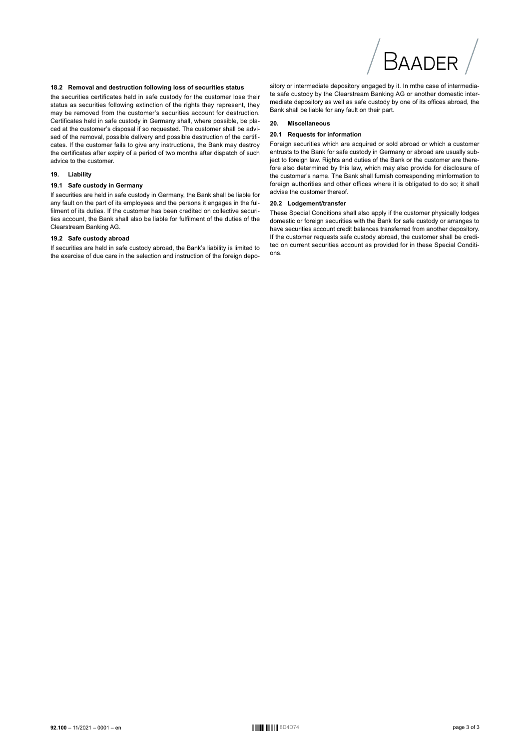### 18.2 Removal and destruction following loss of securities status

the securities certificates held in safe custody for the customer lose their status as securities following extinction of the rights they represent, they may be removed from the customer's securities account for destruction. Certificates held in safe custody in Germany shall, where possible, be placed at the customer's disposal if so requested. The customer shall be advised of the removal, possible delivery and possible destruction of the certificates. If the customer fails to give any instructions, the Bank may destroy the certificates after expiry of a period of two months after dispatch of such advice to the customer.

## 19. Liability

### 19.1 Safe custody in Germany

If securities are held in safe custody in Germany, the Bank shall be liable for any fault on the part of its employees and the persons it engages in the fulfilment of its duties. If the customer has been credited on collective securities account, the Bank shall also be liable for fulfilment of the duties of the Clearstream Banking AG.

### 19.2 Safe custody abroad

If securities are held in safe custody abroad, the Bank's liability is limited to the exercise of due care in the selection and instruction of the foreign depository or intermediate depository engaged by it. In mthe case of intermediate safe custody by the Clearstream Banking AG or another domestic intermediate depository as well as safe custody by one of its offices abroad, the Bank shall be liable for any fault on their part.

## 20. Miscellaneous

### 20.1 Requests for information

Foreign securities which are acquired or sold abroad or which a customer entrusts to the Bank for safe custody in Germany or abroad are usually subject to foreign law. Rights and duties of the Bank or the customer are therefore also determined by this law, which may also provide for disclosure of the customer's name. The Bank shall furnish corresponding minformation to foreign authorities and other offices where it is obligated to do so; it shall advise the customer thereof.

### 20.2 Lodgement/transfer

These Special Conditions shall also apply if the customer physically lodges domestic or foreign securities with the Bank for safe custody or arranges to have securities account credit balances transferred from another depository. If the customer requests safe custody abroad, the customer shall be credited on current securities account as provided for in these Special Conditions.